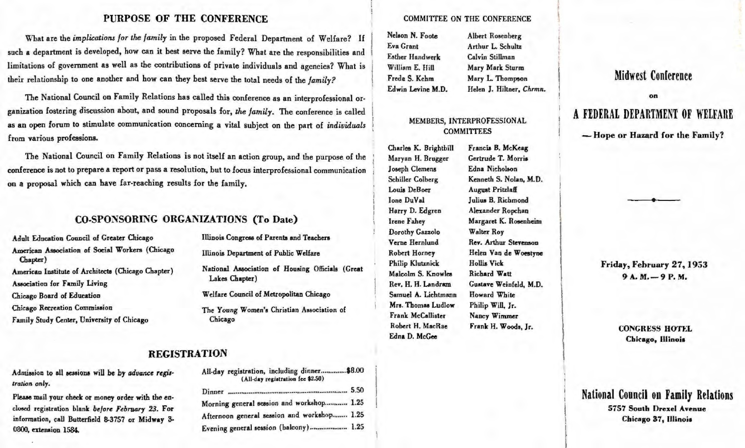## PURPOSE OF THE CONFERENCE

What are the *implications for the family* in the proposed Federal Department of Welfare? If such a department is developed, how can it best serve the family? What are the responsibilities and limitations of government as well as the contributions of private individuals and agencies? What is their relationship to one another and how can they best serve the total needs of the *family?*

The National Council on Family Relations has called this conference as an interprofessional organization fostering discussion about, and sound proposals for, *the family*. The conference is called as an open forum to stimulate communication concerning a vital subject on the part of *individuals* from various professions.

The National Council on Family Relations is not itself an action group, and the purpose of the conference is not to prepare a report or pass a resolution, but to focus interprofessional communication on a proposal which can have far-reaching results for the family.

## CO-SPONSORING ORGANIZATIONS (To Date)

- Adult Education Council of Greater Chicago
- American Association of Social Workers (Chicago Chapter)
- American Institute of Architects (Chicago Chapter)
- Association for Family Living
- Chicago Board of Education
- Chicago Recreation Commission
- Family Study Center, University of Chicago
- Illinois Congress of Parents and Teachers
- Illinois Department of Public Welfare
- National Association of Housing Officials (Great Lakes Chapter)
- Welfare Council of Metropolitan Chicago
- The Young Women's Christian Association of Chicago

## REGISTRATION

Admission to all sessions will be by *advance registration only.*

Please mail your check or money order with the enclosed registration blank *before February 23.* For information, call Butterfield 8-3757 or Midway 3-0800, extension 1584.

| | |
|---|---|
| All-day registration, including dinner (All-day registration fee $2.50) | $8.00 |
| Dinner | 5.50 |
| Morning general session and workshop | 1.25 |
| Afternoon general session and workshop | 1.25 |
| Evening general session (balcony) | 1.25 |

### COMMITTEE ON THE CONFERENCE

Nelson N. Foote
Eva Grant
Esther Handwerk
William E. Hill
Freda S. Kehm
Edwin Levine M.D.
Albert Rosenberg
Arthur L. Schultz
Calvin Stillman
Mary Mark Sturm
Mary L. Thompson
Helen J. Hiltner, *Chrmn.*

### MEMBERS, INTERPROFESSIONAL COMMITTEES

Charles K. Brightbill
Maryan H. Brugger
Joseph Clemens
Schiller Colberg
Louis DeBoer
Ione DuVal
Harry D. Edgren
Irene Fahey
Dorothy Gazzolo
Verne Hernlund
Robert Horney
Philip Klutznick
Malcolm S. Knowles
Rev. H. H. Landram
Samuel A. Lichtmann
Mrs. Thomas Ludlow
Frank McCallister
Robert H. MacRae
Edna D. McGee
Francis B. McKeag
Gertrude T. Morris
Edna Nicholson
Kenneth S. Nolan, M.D.
August Pritzlaff
Julius B. Richmond
Alexander Ropchan
Margaret K. Rosenheim
Walter Roy
Rev. Arthur Stevenson
Helen Van de Woestyne
Hollis Vick
Richard Watt
Gustave Weinfeld, M.D.
Howard White
Philip Will, Jr.
Nancy Wimmer
Frank H. Woods, Jr.

# Midwest Conference on A FEDERAL DEPARTMENT OF WELFARE

**— Hope or Hazard for the Family?**

**Friday, February 27, 1953**
**9 A. M. — 9 P. M.**

**CONGRESS HOTEL**
**Chicago, Illinois**

**National Council on Family Relations**
**5757 South Drexel Avenue**
**Chicago 37, Illinois**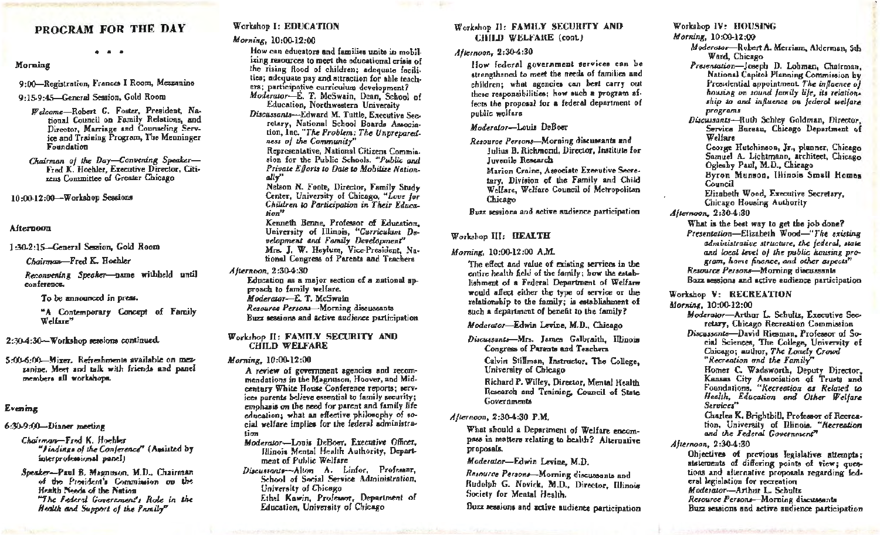## PROGRAM FOR THE DAY

• • •

### Morning

9:00—Registration, Frances I Room, Mezzanine

9:15-9:45—General Session, Gold Room

*Welcome*—Robert C. Foster, President, National Council on Family Relations, and Director, Marriage and Counseling Service and Training Program, The Menninger Foundation

*Chairman of the Day—Convening Speaker*—Fred K. Hoehler, Executive Director, Citizens Committee of Greater Chicago

10:00-12:00—Workshop Sessions

### Afternoon

1:30-2:15—General Session, Gold Room

*Chairman*—Fred K. Hoehler

*Reconvening Speaker*—name withheld until conference.

To be announced in press.

"A Contemporary Concept of Family Welfare"

2:30-4:30—Workshop sessions continued.

5:00-6:00—Mixer. Refreshments available on mezzanine. Meet and talk with friends and panel members all workshops.

### Evening

6:30-9:00—Dinner meeting

*Chairman*—Fred K. Hoehler

*"Findings of the Conference"* (Assisted by interprofessional panel)

*Speaker*—Paul B. Magnuson, M.D., Chairman of the President's Commission on the Health Needs of the Nation

*"The Federal Government's Role in the Health and Support of the Family"*

## Workshop I: EDUCATION

*Morning*, 10:00-12:00

How can educators and families unite in mobilizing resources to meet the educational crisis of the rising flood of children; adequate facilities; adequate pay and attraction for able teachers; participative curriculum development?

*Moderator*—E. T. McSwain, Dean, School of Education, Northwestern University

*Discussants*—Edward M. Tuttle, Executive Secretary, National School Boards Association, Inc. *"The Problem: The Unpreparedness of the Community"*

Representative, National Citizens Commission for the Public Schools. *"Public and Private Efforts to Date to Mobilize Nationally"*

Nelson N. Foote, Director, Family Study Center, University of Chicago, *"Love for Children to Participation in Their Education"*

Kenneth Benne, Professor of Education, University of Illinois, *"Curriculum Development and Family Development"*

Mrs. J. W. Heylum, Vice-President, National Congress of Parents and Teachers

*Afternoon*, 2:30-4:30

Education as a major section of a national approach to family welfare.

*Moderator*—E. T. McSwain

*Resource Persons*—Morning discussants

Buzz sessions and active audience participation

## Workshop II: FAMILY SECURITY AND CHILD WELFARE

*Morning*, 10:00-12:00

A review of government agencies and recommendations in the Magnuson, Hoover, and Mid-century White House Conference reports; services parents believe essential to family security; emphasis on the need for parent and family life education; what an effective philosophy of social welfare implies for the federal administration

*Moderator*—Louis DeBoer, Executive Officer, Illinois Mental Health Authority, Department of Public Welfare

*Discussants*—Alton A. Linfor, Professor, School of Social Service Administration, University of Chicago

Ethel Kawin, Professor, Department of Education, University of Chicago

## Workshop II: FAMILY SECURITY AND CHILD WELFARE (cont.)

*Afternoon*, 2:30-4:30

How federal government services can be strengthened to meet the needs of families and children; what agencies can best carry out these responsibilities; how such a program affects the proposal for a federal department of public welfare

*Moderator*—Louis DeBoer

*Resource Persons*—Morning discussants and Julius B. Richmond, Director, Institute for Juvenile Research

Marion Craine, Associate Executive Secretary, Division of the Family and Child Welfare, Welfare Council of Metropolitan Chicago

Buzz sessions and active audience participation

## Workshop III: HEALTH

*Morning*, 10:00-12:00 A.M.

The effect and value of existing services in the entire health field of the family; how the establishment of a Federal Department of Welfare would affect either the type of service or the relationship to the family; is establishment of such a department of benefit to the family?

*Moderator*—Edwin Levine, M.D., Chicago

*Discussants*—Mrs. James Galbraith, Illinois Congress of Parents and Teachers

Calvin Stillman, Instructor, The College, University of Chicago

Richard P. Willey, Director, Mental Health Research and Training, Council of State Governments

*Afternoon*, 2:30-4:30 P.M.

What should a Department of Welfare encompass in matters relating to health? Alternative proposals.

*Moderator*—Edwin Levine, M.D.

*Resource Persons*—Morning discussants and Rudolph G. Novick, M.D., Director, Illinois Society for Mental Health.

Buzz sessions and active audience participation

## Workshop IV: HOUSING

*Morning*, 10:00-12:00

*Moderator*—Robert A. Merriam, Alderman, 5th Ward, Chicago

*Presentation*—Joseph D. Lohman, Chairman, National Capitol Planning Commission by Presidential appointment. *The influence of housing on sound family life, its relationship to and influence on federal welfare programs*

*Discussants*—Ruth Schley Goldman, Director, Service Bureau, Chicago Department of Welfare

George Hutchinson, Jr., planner, Chicago

Samuel A. Lichtmann, architect, Chicago

Oglesby Paul, M.D., Chicago

Byron Munson, Illinois Small Homes Council

Elizabeth Wood, Executive Secretary, Chicago Housing Authority

*Afternoon*, 2:30-4:30

What is the best way to get the job done?

*Presentation*—Elizabeth Wood—*"The existing administrative structure, the federal, state and local level of the public housing program, home finance, and other aspects"*

*Resource Persons*—Morning discussants

Buzz sessions and active audience participation

## Workshop V: RECREATION

*Morning*, 10:00-12:00

*Moderator*—Arthur L. Schultz, Executive Secretary, Chicago Recreation Commission

*Discussants*—David Riesman, Professor of Social Sciences, The College, University of Chicago; author, *The Lonely Crowd* *"Recreation and the Family"*

Homer C. Wadsworth, Deputy Director, Kansas City Association of Trusts and Foundations. *"Recreation as Related to Health, Education and Other Welfare Services"*

Charles K. Brightbill, Professor of Recreation, University of Illinois. *"Recreation and the Federal Government"*

*Afternoon*, 2:30-4:30

Objectives of previous legislative attempts; statements of differing points of view; questions and alternative proposals regarding federal legislation for recreation

*Moderator*—Arthur L. Schultz

*Resource Persons*—Morning discussants

Buzz sessions and active audience participation